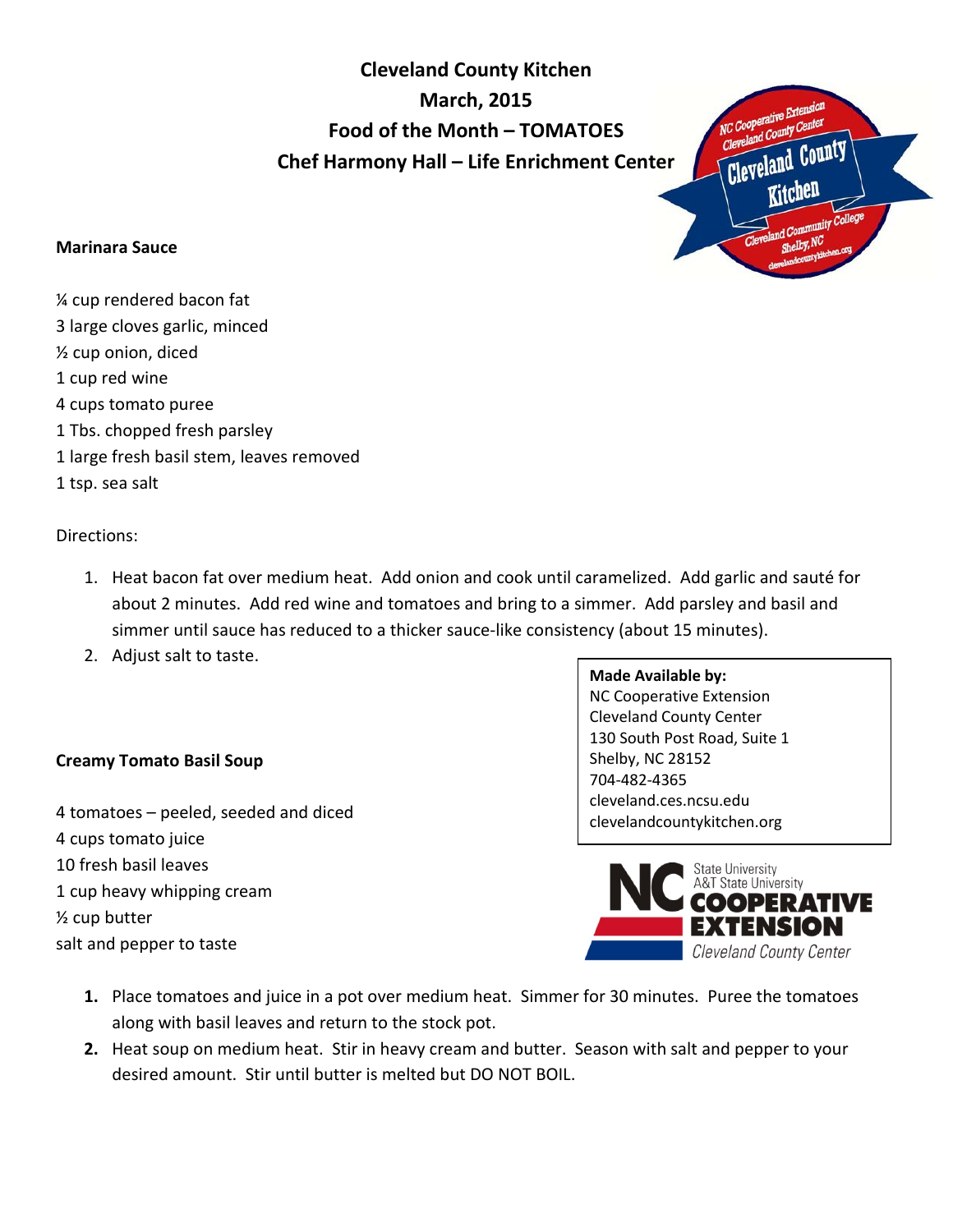# Cleveland County Kitchen
# March, 2015
# Food of the Month – TOMATOES
# Chef Harmony Hall – Life Enrichment Center

## Marinara Sauce

¼ cup rendered bacon fat
3 large cloves garlic, minced
½ cup onion, diced
1 cup red wine
4 cups tomato puree
1 Tbs. chopped fresh parsley
1 large fresh basil stem, leaves removed
1 tsp. sea salt

Directions:

1. Heat bacon fat over medium heat. Add onion and cook until caramelized. Add garlic and sauté for about 2 minutes. Add red wine and tomatoes and bring to a simmer. Add parsley and basil and simmer until sauce has reduced to a thicker sauce-like consistency (about 15 minutes).
2. Adjust salt to taste.

**Made Available by:**
NC Cooperative Extension
Cleveland County Center
130 South Post Road, Suite 1
Shelby, NC 28152
704-482-4365
cleveland.ces.ncsu.edu
clevelandcountykitchen.org

## Creamy Tomato Basil Soup

4 tomatoes – peeled, seeded and diced
4 cups tomato juice
10 fresh basil leaves
1 cup heavy whipping cream
½ cup butter
salt and pepper to taste

1. Place tomatoes and juice in a pot over medium heat. Simmer for 30 minutes. Puree the tomatoes along with basil leaves and return to the stock pot.
2. Heat soup on medium heat. Stir in heavy cream and butter. Season with salt and pepper to your desired amount. Stir until butter is melted but DO NOT BOIL.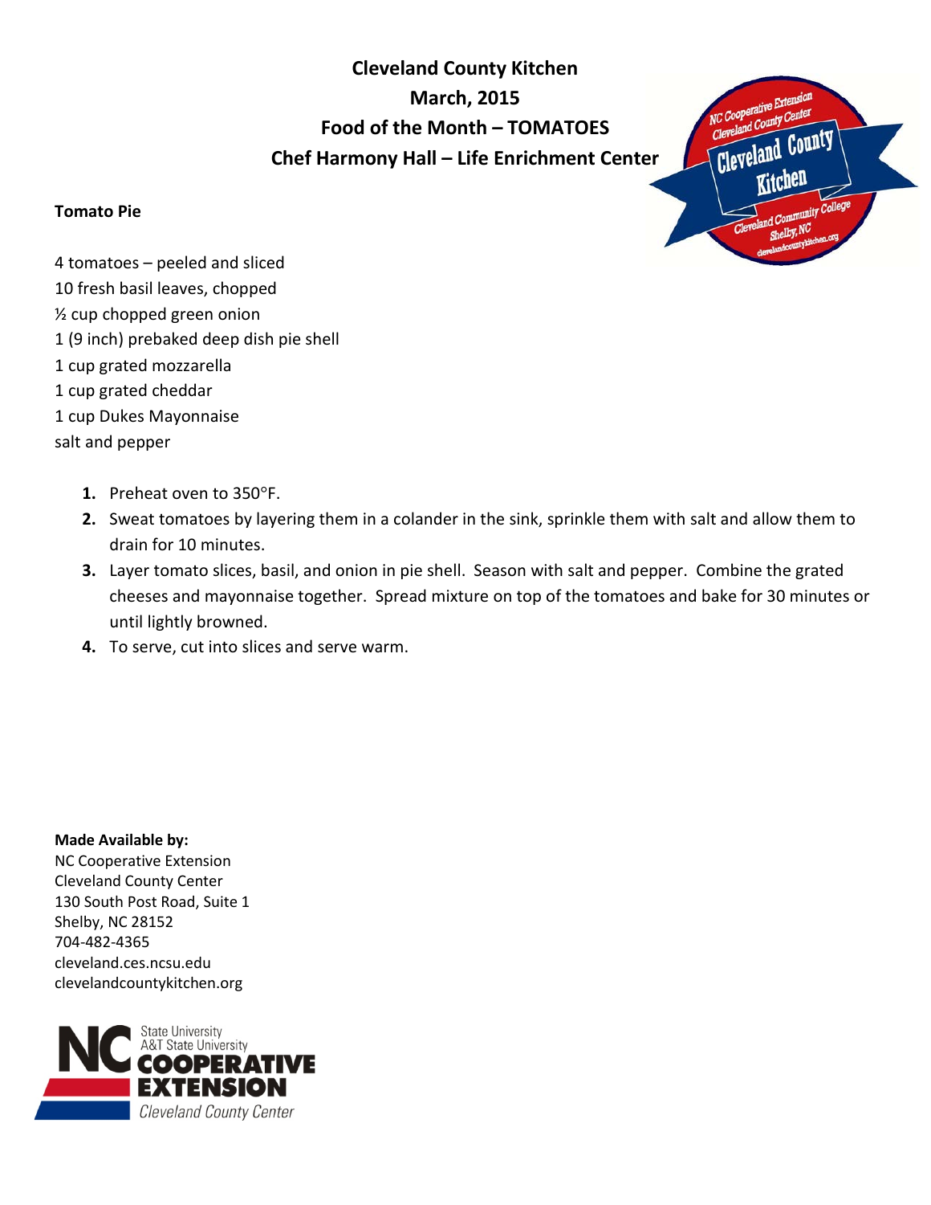**Cleveland County Kitchen**
**March, 2015**
**Food of the Month – TOMATOES**
**Chef Harmony Hall – Life Enrichment Center**

**Tomato Pie**

4 tomatoes – peeled and sliced
10 fresh basil leaves, chopped
½ cup chopped green onion
1 (9 inch) prebaked deep dish pie shell
1 cup grated mozzarella
1 cup grated cheddar
1 cup Dukes Mayonnaise
salt and pepper

1. Preheat oven to 350°F.
2. Sweat tomatoes by layering them in a colander in the sink, sprinkle them with salt and allow them to drain for 10 minutes.
3. Layer tomato slices, basil, and onion in pie shell. Season with salt and pepper. Combine the grated cheeses and mayonnaise together. Spread mixture on top of the tomatoes and bake for 30 minutes or until lightly browned.
4. To serve, cut into slices and serve warm.

**Made Available by:**
NC Cooperative Extension
Cleveland County Center
130 South Post Road, Suite 1
Shelby, NC 28152
704-482-4365
cleveland.ces.ncsu.edu
clevelandcountykitchen.org